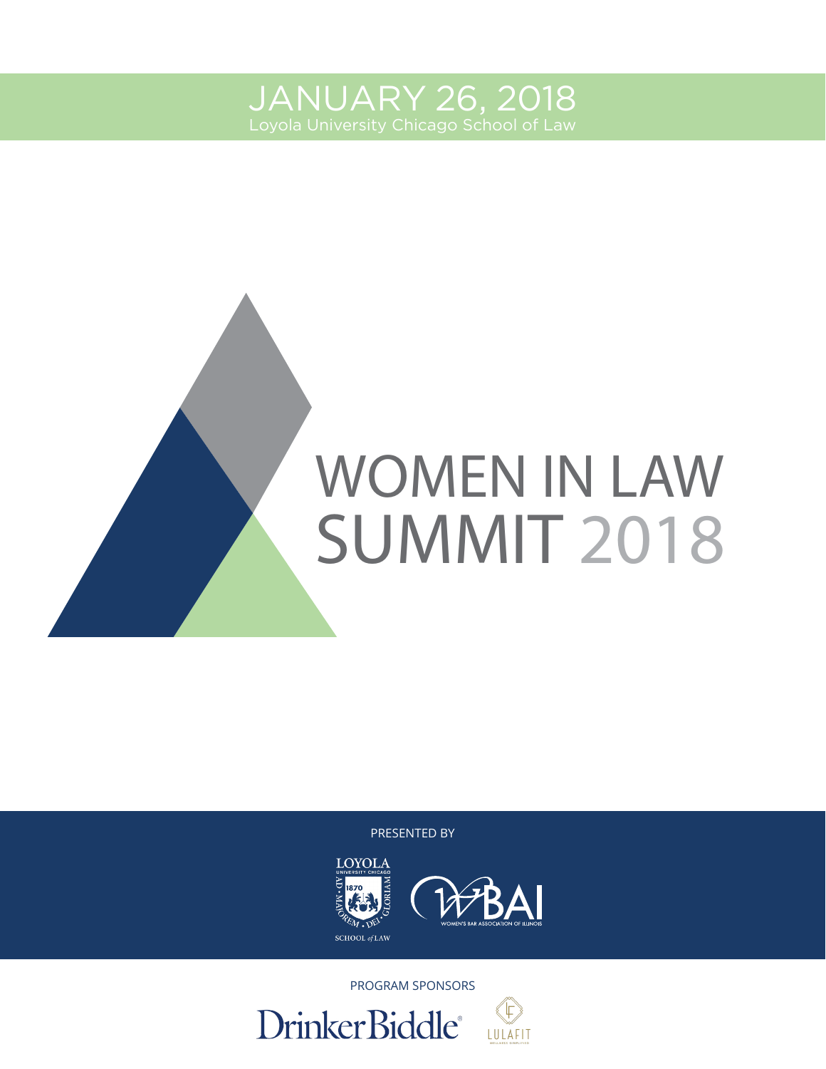JANUARY 26, 2018

Loyola University Chicago School of Law

# WOMEN IN LAW SUMMIT 2018

PRESENTED BY

LOYOLA UNIVERSITY CHICAGO SCHOOL of LAW

WBAI WOMEN'S BAR ASSOCIATION OF ILLINOIS

PROGRAM SPONSORS

DrinkerBiddle®

LULAFIT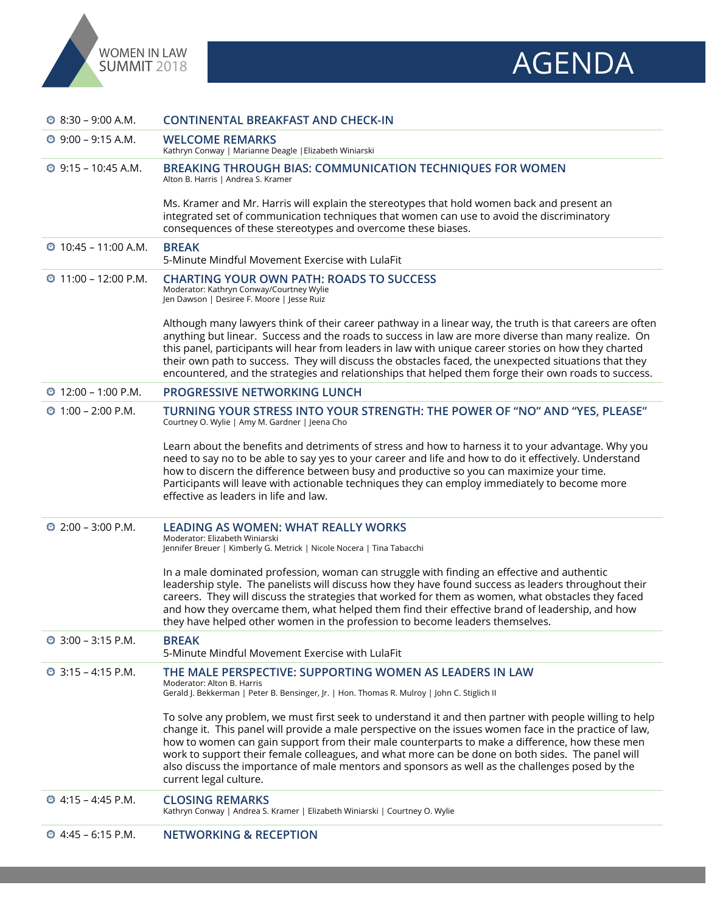WOMEN IN LAW SUMMIT 2018

# AGENDA

**8:30 – 9:00 A.M.** — **CONTINENTAL BREAKFAST AND CHECK-IN**

---

**9:00 – 9:15 A.M.** — **WELCOME REMARKS**

Kathryn Conway | Marianne Deagle |Elizabeth Winiarski

---

**9:15 – 10:45 A.M.** — **BREAKING THROUGH BIAS: COMMUNICATION TECHNIQUES FOR WOMEN**

Alton B. Harris | Andrea S. Kramer

Ms. Kramer and Mr. Harris will explain the stereotypes that hold women back and present an integrated set of communication techniques that women can use to avoid the discriminatory consequences of these stereotypes and overcome these biases.

---

**10:45 – 11:00 A.M.** — **BREAK**

5-Minute Mindful Movement Exercise with LulaFit

---

**11:00 – 12:00 P.M.** — **CHARTING YOUR OWN PATH: ROADS TO SUCCESS**

Moderator: Kathryn Conway/Courtney Wylie
Jen Dawson | Desiree F. Moore | Jesse Ruiz

Although many lawyers think of their career pathway in a linear way, the truth is that careers are often anything but linear. Success and the roads to success in law are more diverse than many realize. On this panel, participants will hear from leaders in law with unique career stories on how they charted their own path to success. They will discuss the obstacles faced, the unexpected situations that they encountered, and the strategies and relationships that helped them forge their own roads to success.

---

**12:00 – 1:00 P.M.** — **PROGRESSIVE NETWORKING LUNCH**

---

**1:00 – 2:00 P.M.** — **TURNING YOUR STRESS INTO YOUR STRENGTH: THE POWER OF "NO" AND "YES, PLEASE"**

Courtney O. Wylie | Amy M. Gardner | Jeena Cho

Learn about the benefits and detriments of stress and how to harness it to your advantage. Why you need to say no to be able to say yes to your career and life and how to do it effectively. Understand how to discern the difference between busy and productive so you can maximize your time. Participants will leave with actionable techniques they can employ immediately to become more effective as leaders in life and law.

---

**2:00 – 3:00 P.M.** — **LEADING AS WOMEN: WHAT REALLY WORKS**

Moderator: Elizabeth Winiarski
Jennifer Breuer | Kimberly G. Metrick | Nicole Nocera | Tina Tabacchi

In a male dominated profession, woman can struggle with finding an effective and authentic leadership style. The panelists will discuss how they have found success as leaders throughout their careers. They will discuss the strategies that worked for them as women, what obstacles they faced and how they overcame them, what helped them find their effective brand of leadership, and how they have helped other women in the profession to become leaders themselves.

---

**3:00 – 3:15 P.M.** — **BREAK**

5-Minute Mindful Movement Exercise with LulaFit

---

**3:15 – 4:15 P.M.** — **THE MALE PERSPECTIVE: SUPPORTING WOMEN AS LEADERS IN LAW**

Moderator: Alton B. Harris
Gerald J. Bekkerman | Peter B. Bensinger, Jr. | Hon. Thomas R. Mulroy | John C. Stiglich II

To solve any problem, we must first seek to understand it and then partner with people willing to help change it. This panel will provide a male perspective on the issues women face in the practice of law, how to women can gain support from their male counterparts to make a difference, how these men work to support their female colleagues, and what more can be done on both sides. The panel will also discuss the importance of male mentors and sponsors as well as the challenges posed by the current legal culture.

---

**4:15 – 4:45 P.M.** — **CLOSING REMARKS**

Kathryn Conway | Andrea S. Kramer | Elizabeth Winiarski | Courtney O. Wylie

---

**4:45 – 6:15 P.M.** — **NETWORKING & RECEPTION**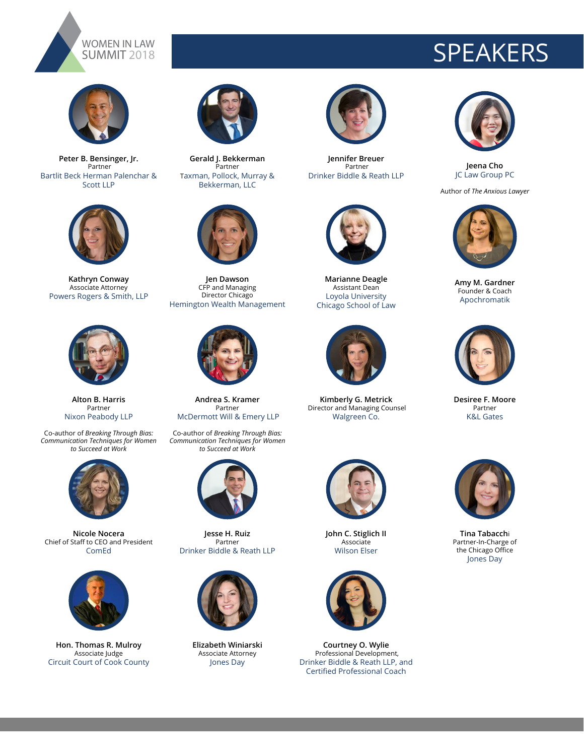WOMEN IN LAW SUMMIT 2018

# SPEAKERS

**Peter B. Bensinger, Jr.**
Partner
Bartlit Beck Herman Palenchar & Scott LLP

**Gerald J. Bekkerman**
Partner
Taxman, Pollock, Murray & Bekkerman, LLC

**Jennifer Breuer**
Partner
Drinker Biddle & Reath LLP

**Jeena Cho**
JC Law Group PC

Author of *The Anxious Lawyer*

**Kathryn Conway**
Associate Attorney
Powers Rogers & Smith, LLP

**Jen Dawson**
CFP and Managing Director Chicago
Hemington Wealth Management

**Marianne Deagle**
Assistant Dean
Loyola University Chicago School of Law

**Amy M. Gardner**
Founder & Coach
Apochromatik

**Alton B. Harris**
Partner
Nixon Peabody LLP

Co-author of *Breaking Through Bias: Communication Techniques for Women to Succeed at Work*

**Andrea S. Kramer**
Partner
McDermott Will & Emery LLP

Co-author of *Breaking Through Bias: Communication Techniques for Women to Succeed at Work*

**Kimberly G. Metrick**
Director and Managing Counsel
Walgreen Co.

**Desiree F. Moore**
Partner
K&L Gates

**Nicole Nocera**
Chief of Staff to CEO and President
ComEd

**Jesse H. Ruiz**
Partner
Drinker Biddle & Reath LLP

**John C. Stiglich II**
Associate
Wilson Elser

**Tina Tabacchi**
Partner-In-Charge of the Chicago Office
Jones Day

**Hon. Thomas R. Mulroy**
Associate Judge
Circuit Court of Cook County

**Elizabeth Winiarski**
Associate Attorney
Jones Day

**Courtney O. Wylie**
Professional Development,
Drinker Biddle & Reath LLP, and Certified Professional Coach